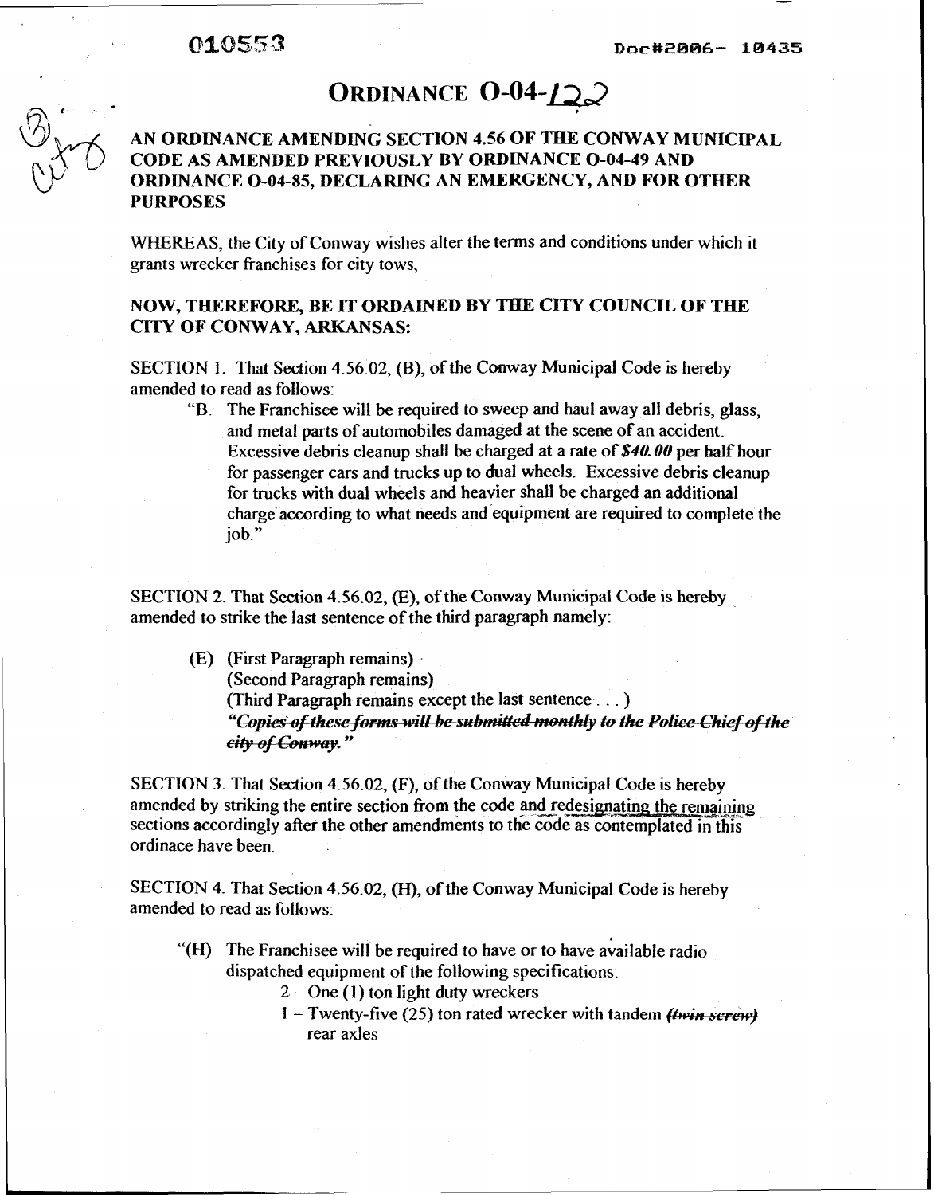010553 Doc#2006- 10435

# ORDINANCE O-04-122

**AN ORDINANCE AMENDING SECTION 4.56 OF THE CONWAY MUNICIPAL CODE AS AMENDED PREVIOUSLY BY ORDINANCE O-04-49 AND ORDINANCE O-04-85, DECLARING AN EMERGENCY, AND FOR OTHER PURPOSES**

WHEREAS, the City of Conway wishes alter the terms and conditions under which it grants wrecker franchises for city tows,

**NOW, THEREFORE, BE IT ORDAINED BY THE CITY COUNCIL OF THE CITY OF CONWAY, ARKANSAS:**

SECTION 1. That Section 4.56.02, (B), of the Conway Municipal Code is hereby amended to read as follows:

> "B. The Franchisee will be required to sweep and haul away all debris, glass, and metal parts of automobiles damaged at the scene of an accident. Excessive debris cleanup shall be charged at a rate of ***$40.00*** per half hour for passenger cars and trucks up to dual wheels. Excessive debris cleanup for trucks with dual wheels and heavier shall be charged an additional charge according to what needs and equipment are required to complete the job."

SECTION 2. That Section 4.56.02, (E), of the Conway Municipal Code is hereby amended to strike the last sentence of the third paragraph namely:

> (E) (First Paragraph remains)
> (Second Paragraph remains)
> (Third Paragraph remains except the last sentence . . . )
> ***"~~Copies of these forms will be submitted monthly to the Police Chief of the city of Conway.~~"***

SECTION 3. That Section 4.56.02, (F), of the Conway Municipal Code is hereby amended by striking the entire section from the code and redesignating the remaining sections accordingly after the other amendments to the code as contemplated in this ordinace have been.

SECTION 4. That Section 4.56.02, (H), of the Conway Municipal Code is hereby amended to read as follows:

> "(H) The Franchisee will be required to have or to have available radio dispatched equipment of the following specifications:
> 2 – One (1) ton light duty wreckers
> 1 – Twenty-five (25) ton rated wrecker with tandem ***~~(twin screw)~~*** rear axles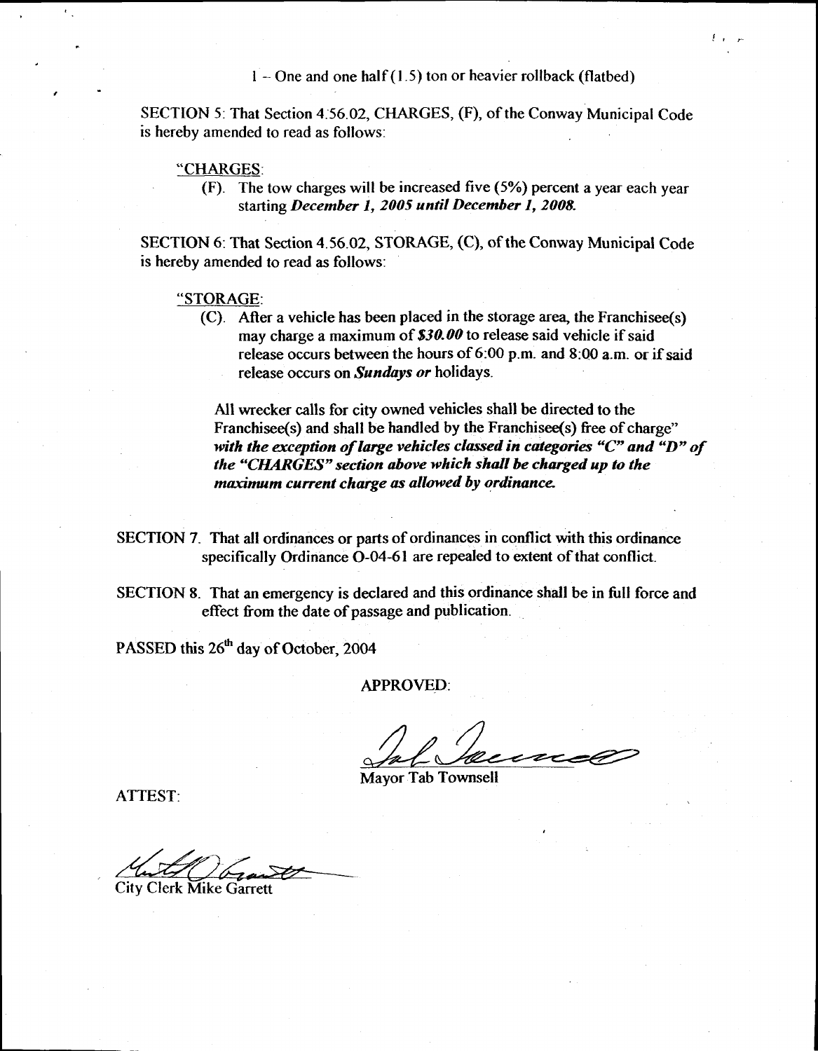1 – One and one half (1.5) ton or heavier rollback (flatbed)

SECTION 5: That Section 4:56.02, CHARGES, (F), of the Conway Municipal Code is hereby amended to read as follows:

"CHARGES:

(F). The tow charges will be increased five (5%) percent a year each year starting ***December 1, 2005 until December 1, 2008.***

SECTION 6: That Section 4.56.02, STORAGE, (C), of the Conway Municipal Code is hereby amended to read as follows:

"STORAGE:

(C). After a vehicle has been placed in the storage area, the Franchisee(s) may charge a maximum of ***$30.00*** to release said vehicle if said release occurs between the hours of 6:00 p.m. and 8:00 a.m. or if said release occurs on ***Sundays or*** holidays.

All wrecker calls for city owned vehicles shall be directed to the Franchisee(s) and shall be handled by the Franchisee(s) free of charge" ***with the exception of large vehicles classed in categories "C" and "D" of the "CHARGES" section above which shall be charged up to the maximum current charge as allowed by ordinance.***

SECTION 7. That all ordinances or parts of ordinances in conflict with this ordinance specifically Ordinance O-04-61 are repealed to extent of that conflict.

SECTION 8. That an emergency is declared and this ordinance shall be in full force and effect from the date of passage and publication.

PASSED this 26th day of October, 2004

APPROVED:

Mayor Tab Townsell

ATTEST:

City Clerk Mike Garrett